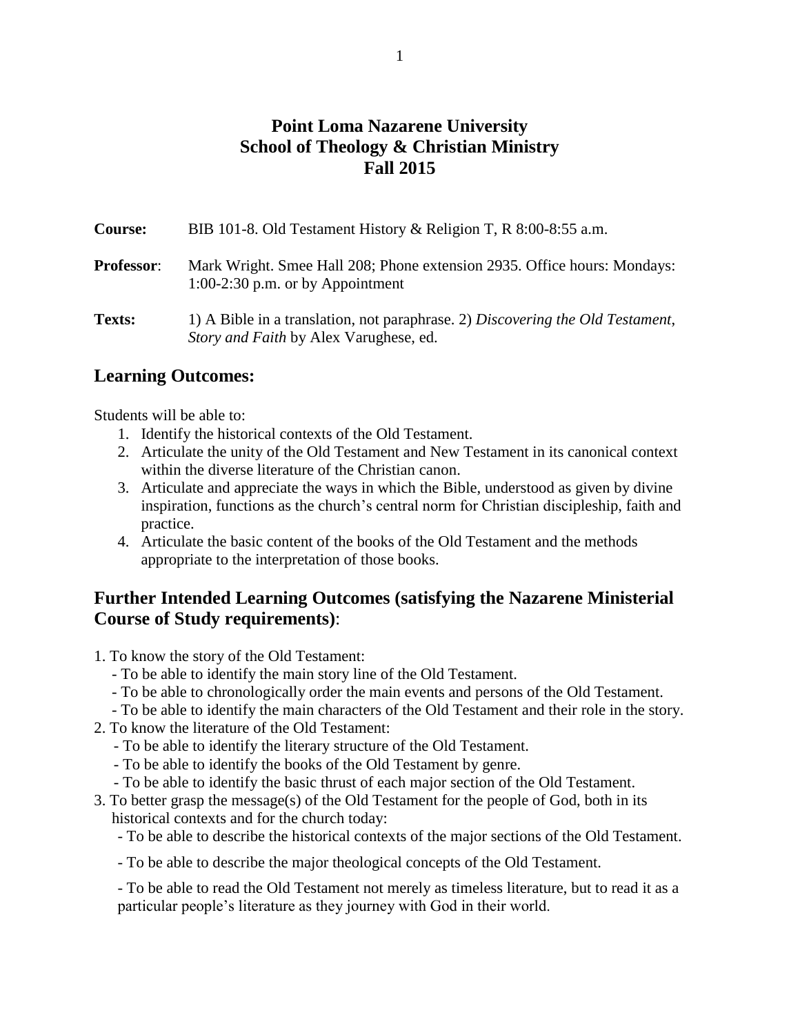# Point Loma Nazarene University
# School of Theology & Christian Ministry
# Fall 2015

**Course:** BIB 101-8. Old Testament History & Religion T, R 8:00-8:55 a.m.

**Professor**: Mark Wright. Smee Hall 208; Phone extension 2935. Office hours: Mondays: 1:00-2:30 p.m. or by Appointment

**Texts:** 1) A Bible in a translation, not paraphrase. 2) *Discovering the Old Testament, Story and Faith* by Alex Varughese, ed.

## Learning Outcomes:

Students will be able to:

1. Identify the historical contexts of the Old Testament.
2. Articulate the unity of the Old Testament and New Testament in its canonical context within the diverse literature of the Christian canon.
3. Articulate and appreciate the ways in which the Bible, understood as given by divine inspiration, functions as the church's central norm for Christian discipleship, faith and practice.
4. Articulate the basic content of the books of the Old Testament and the methods appropriate to the interpretation of those books.

## Further Intended Learning Outcomes (satisfying the Nazarene Ministerial Course of Study requirements):

1. To know the story of the Old Testament:
   - To be able to identify the main story line of the Old Testament.
   - To be able to chronologically order the main events and persons of the Old Testament.
   - To be able to identify the main characters of the Old Testament and their role in the story.
2. To know the literature of the Old Testament:
   - To be able to identify the literary structure of the Old Testament.
   - To be able to identify the books of the Old Testament by genre.
   - To be able to identify the basic thrust of each major section of the Old Testament.
3. To better grasp the message(s) of the Old Testament for the people of God, both in its historical contexts and for the church today:
   - To be able to describe the historical contexts of the major sections of the Old Testament.
   - To be able to describe the major theological concepts of the Old Testament.
   - To be able to read the Old Testament not merely as timeless literature, but to read it as a particular people's literature as they journey with God in their world.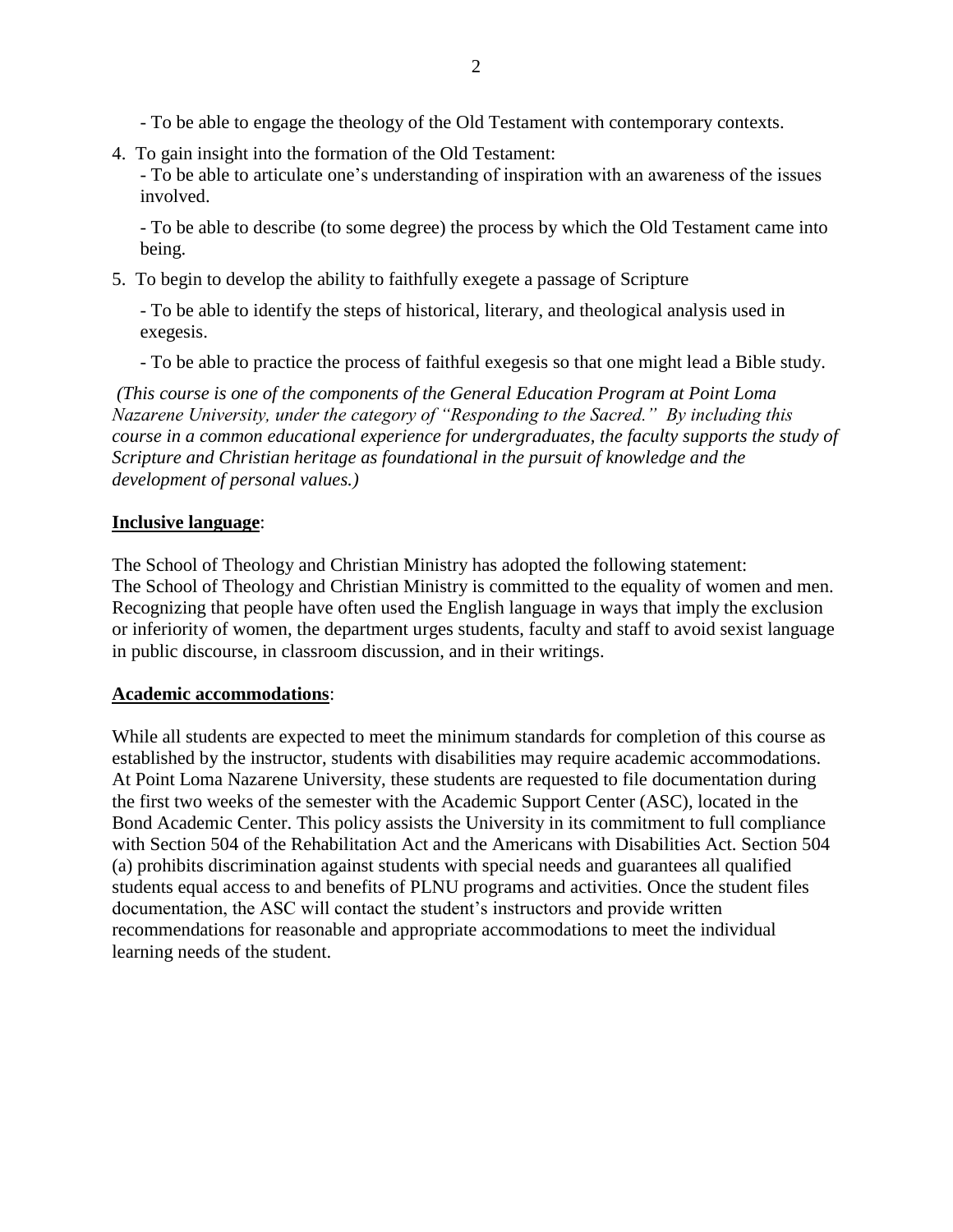- To be able to engage the theology of the Old Testament with contemporary contexts.

4. To gain insight into the formation of the Old Testament:

   - To be able to articulate one's understanding of inspiration with an awareness of the issues involved.

   - To be able to describe (to some degree) the process by which the Old Testament came into being.

5. To begin to develop the ability to faithfully exegete a passage of Scripture

   - To be able to identify the steps of historical, literary, and theological analysis used in exegesis.

   - To be able to practice the process of faithful exegesis so that one might lead a Bible study.

*(This course is one of the components of the General Education Program at Point Loma Nazarene University, under the category of "Responding to the Sacred." By including this course in a common educational experience for undergraduates, the faculty supports the study of Scripture and Christian heritage as foundational in the pursuit of knowledge and the development of personal values.)*

**Inclusive language**:

The School of Theology and Christian Ministry has adopted the following statement:
The School of Theology and Christian Ministry is committed to the equality of women and men. Recognizing that people have often used the English language in ways that imply the exclusion or inferiority of women, the department urges students, faculty and staff to avoid sexist language in public discourse, in classroom discussion, and in their writings.

**Academic accommodations**:

While all students are expected to meet the minimum standards for completion of this course as established by the instructor, students with disabilities may require academic accommodations. At Point Loma Nazarene University, these students are requested to file documentation during the first two weeks of the semester with the Academic Support Center (ASC), located in the Bond Academic Center. This policy assists the University in its commitment to full compliance with Section 504 of the Rehabilitation Act and the Americans with Disabilities Act. Section 504 (a) prohibits discrimination against students with special needs and guarantees all qualified students equal access to and benefits of PLNU programs and activities. Once the student files documentation, the ASC will contact the student's instructors and provide written recommendations for reasonable and appropriate accommodations to meet the individual learning needs of the student.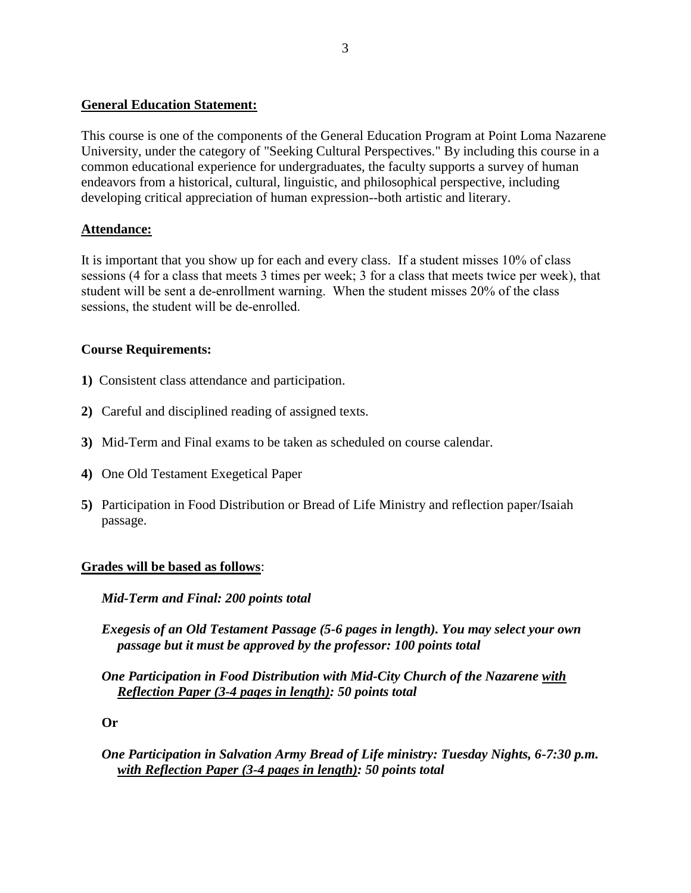## General Education Statement:

This course is one of the components of the General Education Program at Point Loma Nazarene University, under the category of "Seeking Cultural Perspectives." By including this course in a common educational experience for undergraduates, the faculty supports a survey of human endeavors from a historical, cultural, linguistic, and philosophical perspective, including developing critical appreciation of human expression--both artistic and literary.

## Attendance:

It is important that you show up for each and every class. If a student misses 10% of class sessions (4 for a class that meets 3 times per week; 3 for a class that meets twice per week), that student will be sent a de-enrollment warning. When the student misses 20% of the class sessions, the student will be de-enrolled.

## Course Requirements:

**1)** Consistent class attendance and participation.

**2)** Careful and disciplined reading of assigned texts.

**3)** Mid-Term and Final exams to be taken as scheduled on course calendar.

**4)** One Old Testament Exegetical Paper

**5)** Participation in Food Distribution or Bread of Life Ministry and reflection paper/Isaiah passage.

## Grades will be based as follows:

***Mid-Term and Final: 200 points total***

***Exegesis of an Old Testament Passage (5-6 pages in length). You may select your own passage but it must be approved by the professor: 100 points total***

***One Participation in Food Distribution with Mid-City Church of the Nazarene with Reflection Paper (3-4 pages in length): 50 points total***

**Or**

***One Participation in Salvation Army Bread of Life ministry: Tuesday Nights, 6-7:30 p.m. with Reflection Paper (3-4 pages in length): 50 points total***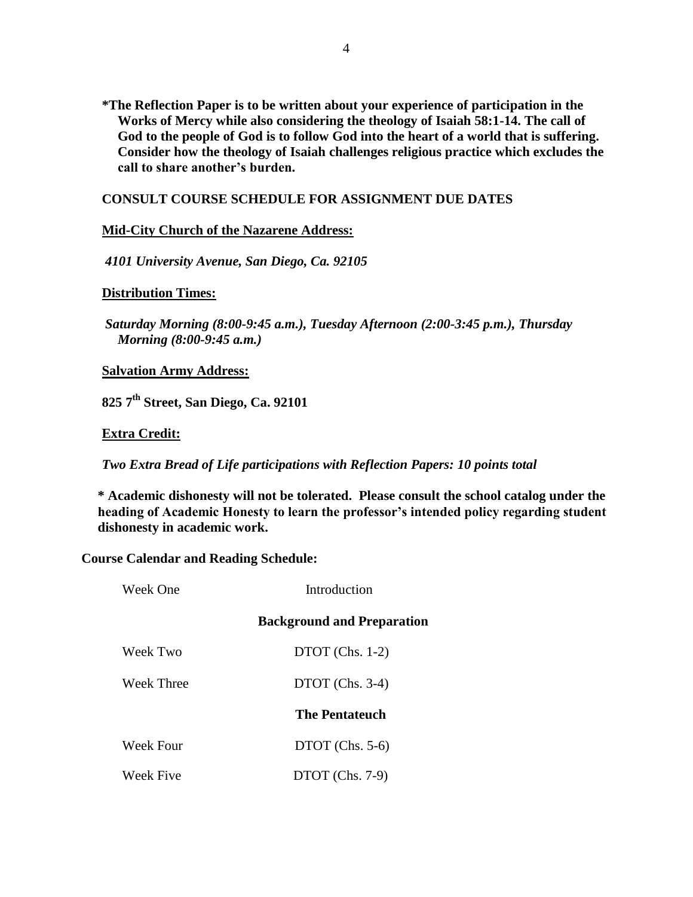**\*The Reflection Paper is to be written about your experience of participation in the Works of Mercy while also considering the theology of Isaiah 58:1-14. The call of God to the people of God is to follow God into the heart of a world that is suffering. Consider how the theology of Isaiah challenges religious practice which excludes the call to share another's burden.**

**CONSULT COURSE SCHEDULE FOR ASSIGNMENT DUE DATES**

**Mid-City Church of the Nazarene Address:**

*4101 University Avenue, San Diego, Ca. 92105*

**Distribution Times:**

*Saturday Morning (8:00-9:45 a.m.), Tuesday Afternoon (2:00-3:45 p.m.), Thursday Morning (8:00-9:45 a.m.)*

**Salvation Army Address:**

**825 7th Street, San Diego, Ca. 92101**

**Extra Credit:**

*Two Extra Bread of Life participations with Reflection Papers: 10 points total*

**\* Academic dishonesty will not be tolerated. Please consult the school catalog under the heading of Academic Honesty to learn the professor's intended policy regarding student dishonesty in academic work.**

**Course Calendar and Reading Schedule:**

| | |
|---|---|
| Week One | Introduction |
| | **Background and Preparation** |
| Week Two | DTOT (Chs. 1-2) |
| Week Three | DTOT (Chs. 3-4) |
| | **The Pentateuch** |
| Week Four | DTOT (Chs. 5-6) |
| Week Five | DTOT (Chs. 7-9) |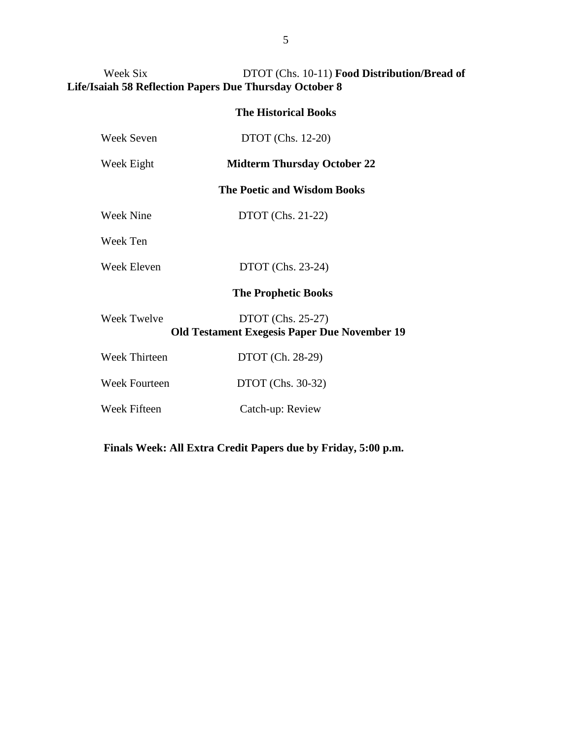Week Six DTOT (Chs. 10-11) **Food Distribution/Bread of Life/Isaiah 58 Reflection Papers Due Thursday October 8**

**The Historical Books**

Week Seven DTOT (Chs. 12-20)

Week Eight **Midterm Thursday October 22**

**The Poetic and Wisdom Books**

Week Nine DTOT (Chs. 21-22)

Week Ten

Week Eleven DTOT (Chs. 23-24)

**The Prophetic Books**

Week Twelve DTOT (Chs. 25-27)
**Old Testament Exegesis Paper Due November 19**

Week Thirteen DTOT (Ch. 28-29)

Week Fourteen DTOT (Chs. 30-32)

Week Fifteen Catch-up: Review

**Finals Week: All Extra Credit Papers due by Friday, 5:00 p.m.**